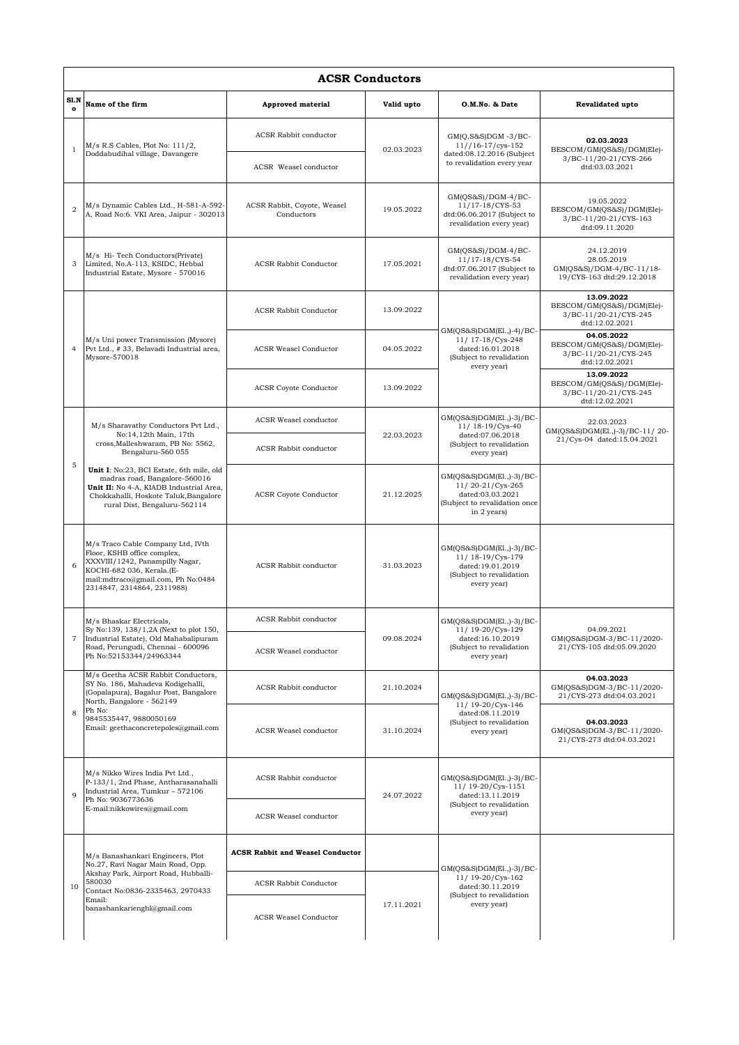# ACSR Conductors

| Sl.No | Name of the firm | Approved material | Valid upto | O.M.No. & Date | Revalidated upto |
|---|---|---|---|---|---|
| 1 | M/s R.S Cables, Plot No: 111/2, Doddabudihal village, Davangere | ACSR Rabbit conductor | 02.03.2023 | GM(Q,S&S)DGM -3/BC-11//16-17/cys-152 dated:08.12.2016 (Subject to revalidation every year | **02.03.2023** BESCOM/GM(QS&S)/DGM(Ele)-3/BC-11/20-21/CYS-266 dtd:03.03.2021 |
| | | ACSR Weasel conductor | | | |
| 2 | M/s Dynamic Cables Ltd., H-581-A-592-A, Road No:6. VKI Area, Jaipur - 302013 | ACSR Rabbit, Coyote, Weasel Conductors | 19.05.2022 | GM(QS&S)/DGM-4/BC-11/17-18/CYS-53 dtd:06.06.2017 (Subject to revalidation every year) | 19.05.2022 BESCOM/GM(QS&S)/DGM(Ele)-3/BC-11/20-21/CYS-163 dtd:09.11.2020 |
| 3 | M/s Hi- Tech Conductors(Private) Limited, No.A-113, KSIDC, Hebbal Industrial Estate, Mysore - 570016 | ACSR Rabbit Conductor | 17.05.2021 | GM(QS&S)/DGM-4/BC-11/17-18/CYS-54 dtd:07.06.2017 (Subject to revalidation every year) | 24.12.2019 28.05.2019 GM(QS&S)/DGM-4/BC-11/18-19/CYS-163 dtd:29.12.2018 |
| 4 | M/s Uni power Transmission (Mysore) Pvt Ltd., # 33, Belavadi Industrial area, Mysore-570018 | ACSR Rabbit Conductor | 13.09.2022 | GM(QS&S)DGM(El.,)-4)/BC-11/ 17-18/Cys-248 dated:16.01.2018 (Subject to revalidation every year) | **13.09.2022** BESCOM/GM(QS&S)/DGM(Ele)-3/BC-11/20-21/CYS-245 dtd:12.02.2021 |
| | | ACSR Weasel Conductor | 04.05.2022 | | **04.05.2022** BESCOM/GM(QS&S)/DGM(Ele)-3/BC-11/20-21/CYS-245 dtd:12.02.2021 |
| | | ACSR Coyote Conductor | 13.09.2022 | | **13.09.2022** BESCOM/GM(QS&S)/DGM(Ele)-3/BC-11/20-21/CYS-245 dtd:12.02.2021 |
| 5 | M/s Sharavathy Conductors Pvt Ltd., No:14,12th Main, 17th cross,Malleshwaram, PB No: 5562, Bengaluru-560 055 | ACSR Weasel conductor | 22.03.2023 | GM(QS&S)DGM(El.,)-3)/BC-11/ 18-19/Cys-40 dated:07.06.2018 (Subject to revalidation every year) | 22.03.2023 GM(QS&S)DGM(El.,)-3)/BC-11/ 20-21/Cys-04 dated:15.04.2021 |
| | | ACSR Rabbit conductor | | | |
| | **Unit I**: No:23, BCI Estate, 6th mile, old madras road, Bangalore-560016 **Unit II:** No 4-A, KIADB Industrial Area, Chokkahalli, Hoskote Taluk,Bangalore rural Dist, Bengaluru-562114 | ACSR Coyote Conductor | 21.12.2025 | GM(QS&S)DGM(El.,)-3)/BC-11/ 20-21/Cys-265 dated:03.03.2021 (Subject to revalidation once in 2 years) | |
| 6 | M/s Traco Cable Company Ltd, IVth Floor, KSHB office complex, XXXVIII/1242, Panampilly Nagar, KOCHI-682 036, Kerala.(E-mail:mdtraco@gmail.com, Ph No:0484 2314847, 2314864, 2311988) | ACSR Rabbit conductor | 31.03.2023 | GM(QS&S)DGM(El.,)-3)/BC-11/ 18-19/Cys-179 dated:19.01.2019 (Subject to revalidation every year) | |
| 7 | M/s Bhaskar Electricals, Sy No:139, 138/1,2A (Next to plot 150, Industrial Estate), Old Mahabalipuram Road, Perungudi, Chennai - 600096 Ph No:52153344/24963344 | ACSR Rabbit conductor | 09.08.2024 | GM(QS&S)DGM(El.,)-3)/BC-11/ 19-20/Cys-129 dated:16.10.2019 (Subject to revalidation every year) | 04.09.2021 GM(QS&S)DGM-3/BC-11/2020-21/CYS-105 dtd:05.09.2020 |
| | | ACSR Weasel conductor | | | |
| 8 | M/s Geetha ACSR Rabbit Conductors, SY No. 186, Mahadeva Kodigehalli, (Gopalapura), Bagalur Post, Bangalore North, Bangalore - 562149 Ph No: 9845535447, 9880050169 Email: geethaconcretepoles@gmail.com | ACSR Rabbit conductor | 21.10.2024 | GM(QS&S)DGM(El.,)-3)/BC-11/ 19-20/Cys-146 dated:08.11.2019 (Subject to revalidation every year) | **04.03.2023** GM(QS&S)DGM-3/BC-11/2020-21/CYS-273 dtd:04.03.2021 |
| | | ACSR Weasel conductor | 31.10.2024 | | **04.03.2023** GM(QS&S)DGM-3/BC-11/2020-21/CYS-273 dtd:04.03.2021 |
| 9 | M/s Nikko Wires India Pvt Ltd., P-133/1, 2nd Phase, Antharasanahalli Industrial Area, Tumkur – 572106 Ph No: 9036773636 E-mail:nikkowires@gmail.com | ACSR Rabbit conductor | 24.07.2022 | GM(QS&S)DGM(El.,)-3)/BC-11/ 19-20/Cys-1151 dated:13.11.2019 (Subject to revalidation every year) | |
| | | ACSR Weasel conductor | | | |
| 10 | M/s Banashankari Engineers, Plot No.27, Ravi Nagar Main Road, Opp. Akshay Park, Airport Road, Hubballi-580030 Contact No:0836-2335463, 2970433 Email: banashankarienghl@gmail.com | **ACSR Rabbit and Weasel Conductor** | | GM(QS&S)DGM(El.,)-3)/BC-11/ 19-20/Cys-162 dated:30.11.2019 (Subject to revalidation every year) | |
| | | ACSR Rabbit Conductor | 17.11.2021 | | |
| | | ACSR Weasel Conductor | | | |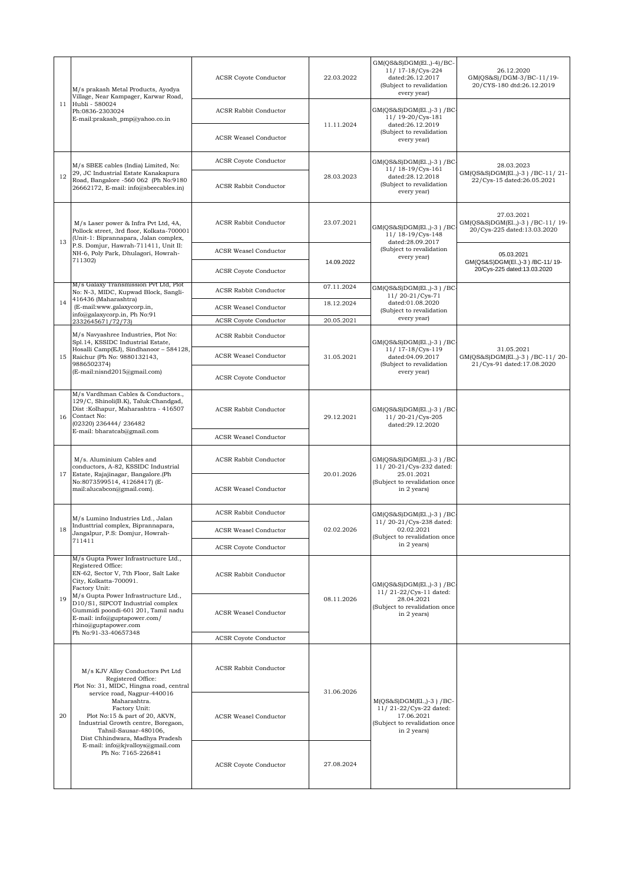| | | | | | |
|---|---|---|---|---|---|
| 11 | M/s prakash Metal Products, Ayodya Village, Near Kampager, Karwar Road, Hubli - 580024 Ph:0836-2303024 E-mail:prakash_pmp@yahoo.co.in | ACSR Coyote Conductor | 22.03.2022 | GM(QS&S)DGM(El.,)-4)/BC-11/ 17-18/Cys-224 dated:26.12.2017 (Subject to revalidation every year) | 26.12.2020 GM(QS&S)/DGM-3/BC-11/19-20/CYS-180 dtd:26.12.2019 |
| | | ACSR Rabbit Conductor | 11.11.2024 | GM(QS&S)DGM(El.,)-3 ) /BC-11/ 19-20/Cys-181 dated:26.12.2019 (Subject to revalidation every year) | |
| | | ACSR Weasel Conductor | | | |
| 12 | M/s SBEE cables (India) Limited, No: 29, JC Industrial Estate Kanakapura Road, Bangalore -560 062 (Ph No:9180 26662172, E-mail: info@sbeecables.in) | ACSR Coyote Conductor | 28.03.2023 | GM(QS&S)DGM(El.,)-3 ) /BC-11/ 18-19/Cys-161 dated:28.12.2018 (Subject to revalidation every year) | 28.03.2023 GM(QS&S)DGM(El.,)-3 ) /BC-11/ 21-22/Cys-15 dated:26.05.2021 |
| | | ACSR Rabbit Conductor | | | |
| 13 | M/s Laser power & Infra Pvt Ltd, 4A, Pollock street, 3rd floor, Kolkata-700001 (Unit-1: Biprannapara, Jalan complex, P.S. Domjur, Hawrah-711411, Unit II: NH-6, Poly Park, Dhulagori, Howrah-711302) | ACSR Rabbit Conductor | 23.07.2021 | GM(QS&S)DGM(El.,)-3 ) /BC-11/ 18-19/Cys-148 dated:28.09.2017 (Subject to revalidation every year) | 27.03.2021 GM(QS&S)DGM(El.,)-3 ) /BC-11/ 19-20/Cys-225 dated:13.03.2020 |
| | | ACSR Weasel Conductor | 14.09.2022 | | 05.03.2021 GM(QS&S)DGM(El.,)-3 ) /BC-11/ 19-20/Cys-225 dated:13.03.2020 |
| | | ACSR Coyote Conductor | | | |
| 14 | M/s Galaxy Transmission Pvt Ltd, Plot No: N-3, MIDC, Kupwad Block, Sangli-416436 (Maharashtra) (E-mail:www.galaxycorp.in, info@galaxycorp.in, Ph No:91 2332645671/72/73) | ACSR Rabbit Conductor | 07.11.2024 | GM(QS&S)DGM(El.,)-3 ) /BC-11/ 20-21/Cys-71 dated:01.08.2020 (Subject to revalidation every year) | |
| | | ACSR Weasel Conductor | 18.12.2024 | | |
| | | ACSR Coyote Conductor | 20.05.2021 | | |
| 15 | M/s Navyashree Industries, Plot No: Spl.14, KSSIDC Industrial Estate, Hosalli Camp(EJ), Sindhanoor – 584128, Raichur (Ph No: 9880132143, 9886502374) (E-mail:nisnd2015@gmail.com) | ACSR Rabbit Conductor | 31.05.2021 | GM(QS&S)DGM(El.,)-3 ) /BC-11/ 17-18/Cys-119 dated:04.09.2017 (Subject to revalidation every year) | 31.05.2021 GM(QS&S)DGM(El.,)-3 ) /BC-11/ 20-21/Cys-91 dated:17.08.2020 |
| | | ACSR Weasel Conductor | | | |
| | | ACSR Coyote Conductor | | | |
| 16 | M/s Vardhman Cables & Conductors., 129/C, Shinoli(B.K), Taluk:Chandgad, Dist :Kolhapur, Maharashtra - 416507 Contact No: (02320) 236444/ 236482 E-mail: bharatcab@gmail.com | ACSR Rabbit Conductor | 29.12.2021 | GM(QS&S)DGM(El.,)-3 ) /BC-11/ 20-21/Cys-205 dated:29.12.2020 | |
| | | ACSR Weasel Conductor | | | |
| 17 | M/s. Aluminium Cables and conductors, A-82, KSSIDC Industrial Estate, Rajajinagar, Bangalore.(Ph No:8073599514, 41268417) (E-mail:alucabcon@gmail.com). | ACSR Rabbit Conductor | 20.01.2026 | GM(QS&S)DGM(El.,)-3 ) /BC-11/ 20-21/Cys-232 dated: 25.01.2021 (Subject to revalidation once in 2 years) | |
| | | ACSR Weasel Conductor | | | |
| 18 | M/s Lumino Industries Ltd., Jalan Industrial complex, Biprannapara, Jangalpur, P.S: Domjur, Howrah-711411 | ACSR Rabbit Conductor | 02.02.2026 | GM(QS&S)DGM(El.,)-3 ) /BC-11/ 20-21/Cys-238 dated: 02.02.2021 (Subject to revalidation once in 2 years) | |
| | | ACSR Weasel Conductor | | | |
| | | ACSR Coyote Conductor | | | |
| 19 | M/s Gupta Power Infrastructure Ltd., Registered Office: EN-62, Sector V, 7th Floor, Salt Lake City, Kolkatta-700091. Factory Unit: M/s Gupta Power Infrastructure Ltd., D10/S1, SIPCOT Industrial complex Gummidi poondi-601 201, Tamil nadu E-mail: info@guptapower.com/ rhino@guptapower.com Ph No:91-33-40657348 | ACSR Rabbit Conductor | 08.11.2026 | GM(QS&S)DGM(El.,)-3 ) /BC-11/ 21-22/Cys-11 dated: 28.04.2021 (Subject to revalidation once in 2 years) | |
| | | ACSR Weasel Conductor | | | |
| | | ACSR Coyote Conductor | | | |
| 20 | M/s KJV Alloy Conductors Pvt Ltd Registered Office: Plot No: 31, MIDC, Hingna road, central service road, Nagpur-440016 Maharashtra. Factory Unit: Plot No:15 & part of 20, AKVN, Industrial Growth centre, Boregaon, Tahsil-Sausar-480106, Dist Chhindwara, Madhya Pradesh E-mail: info@kjvalloys@gmail.com Ph No: 7165-226841 | ACSR Rabbit Conductor | 31.06.2026 | M(QS&S)DGM(El.,)-3 ) /BC-11/ 21-22/Cys-22 dated: 17.06.2021 (Subject to revalidation once in 2 years) | |
| | | ACSR Weasel Conductor | | | |
| | | ACSR Coyote Conductor | 27.08.2024 | | |